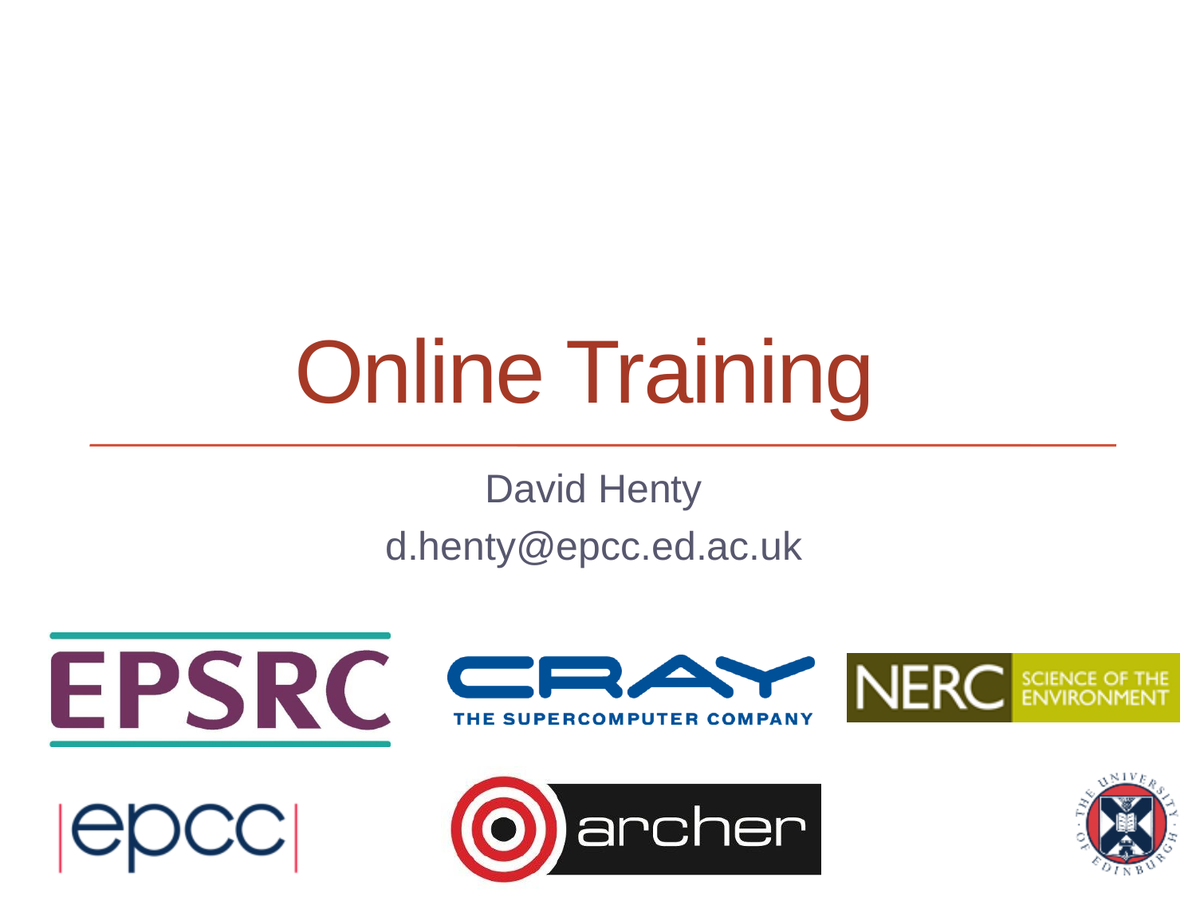# Online Training

David Henty

d.henty@epcc.ed.ac.uk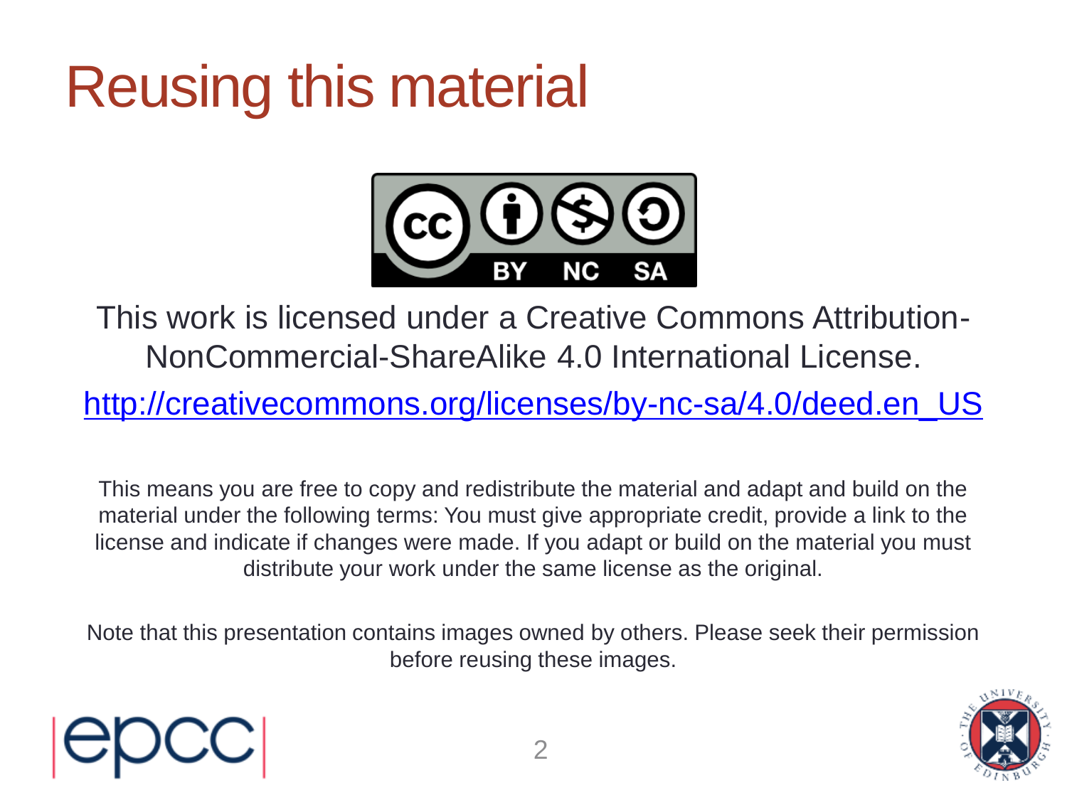# Reusing this material

This work is licensed under a Creative Commons Attribution-NonCommercial-ShareAlike 4.0 International License.

http://creativecommons.org/licenses/by-nc-sa/4.0/deed.en_US

This means you are free to copy and redistribute the material and adapt and build on the material under the following terms: You must give appropriate credit, provide a link to the license and indicate if changes were made. If you adapt or build on the material you must distribute your work under the same license as the original.

Note that this presentation contains images owned by others. Please seek their permission before reusing these images.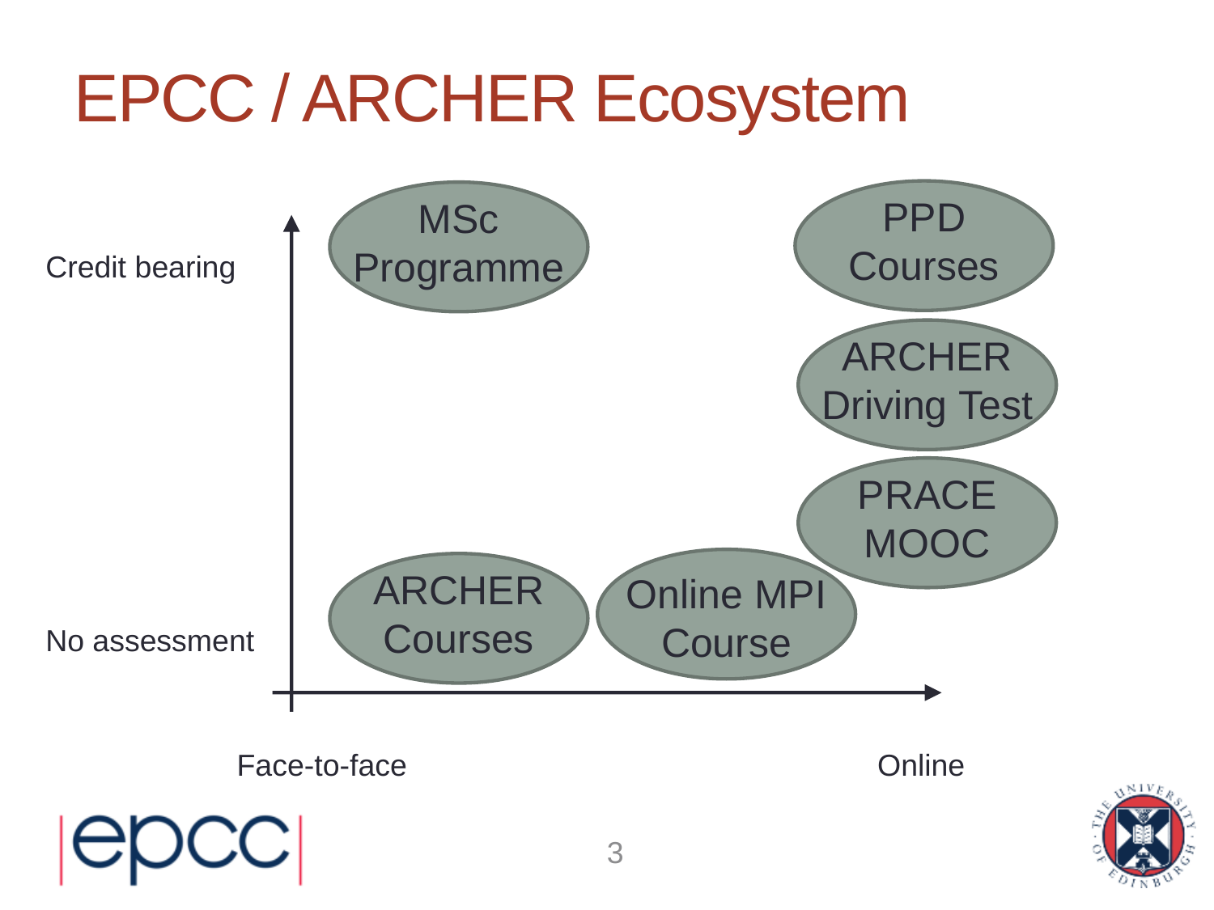# EPCC / ARCHER Ecosystem

Credit bearing

No assessment

Face-to-face

Online

- MSc Programme
- PPD Courses
- ARCHER Driving Test
- PRACE MOOC
- ARCHER Courses
- Online MPI Course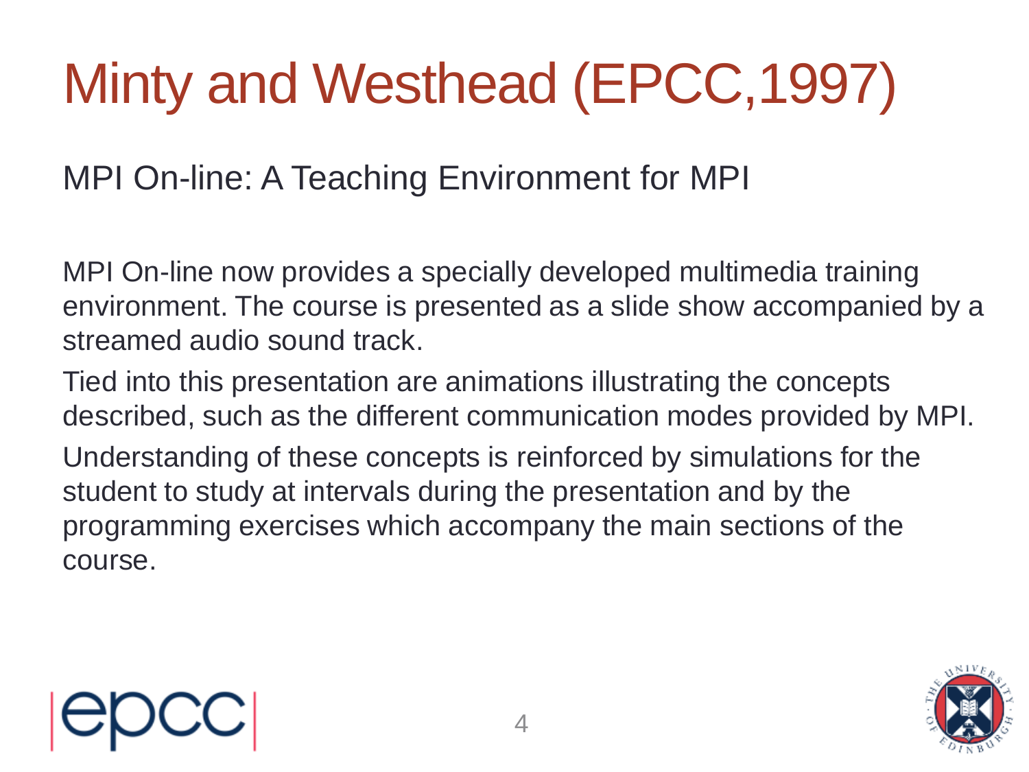# Minty and Westhead (EPCC,1997)

MPI On-line: A Teaching Environment for MPI

MPI On-line now provides a specially developed multimedia training environment. The course is presented as a slide show accompanied by a streamed audio sound track.

Tied into this presentation are animations illustrating the concepts described, such as the different communication modes provided by MPI.

Understanding of these concepts is reinforced by simulations for the student to study at intervals during the presentation and by the programming exercises which accompany the main sections of the course.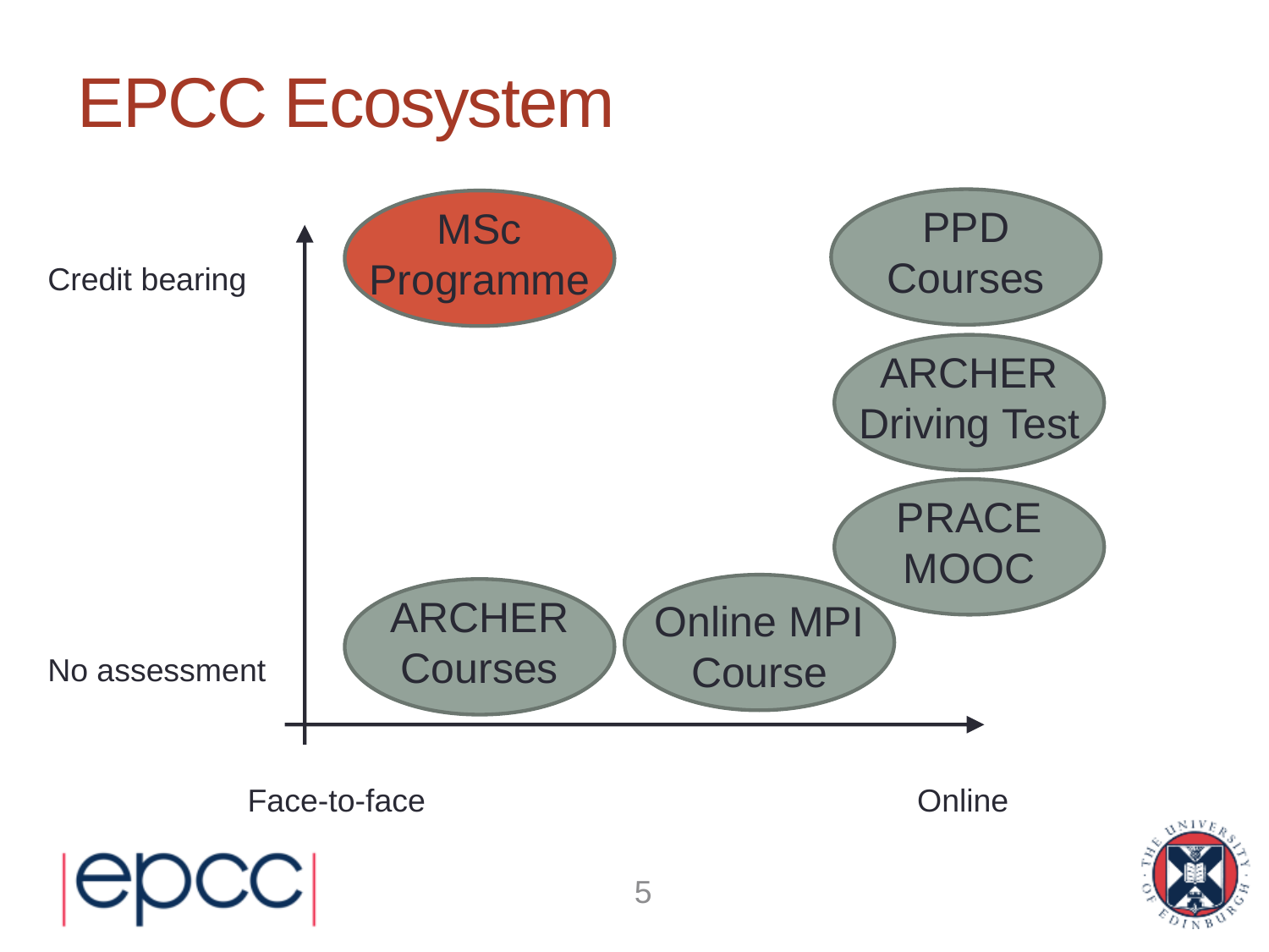# EPCC Ecosystem

Credit bearing

No assessment

Face-to-face

Online

MSc Programme

PPD Courses

ARCHER Driving Test

PRACE MOOC

ARCHER Courses

Online MPI Course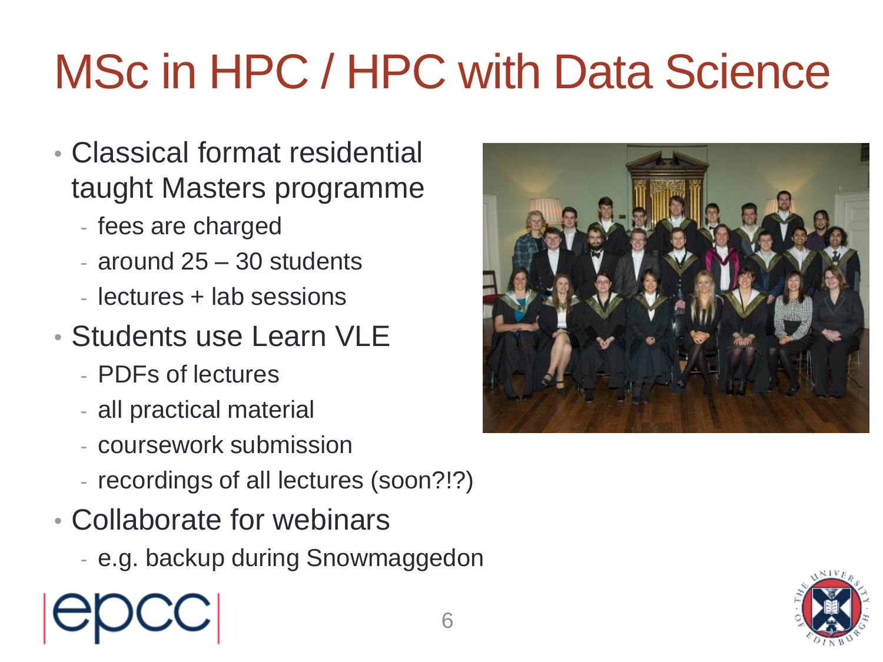# MSc in HPC / HPC with Data Science

- Classical format residential taught Masters programme
  - fees are charged
  - around 25 – 30 students
  - lectures + lab sessions
- Students use Learn VLE
  - PDFs of lectures
  - all practical material
  - coursework submission
  - recordings of all lectures (soon?!?)
- Collaborate for webinars
  - e.g. backup during Snowmaggedon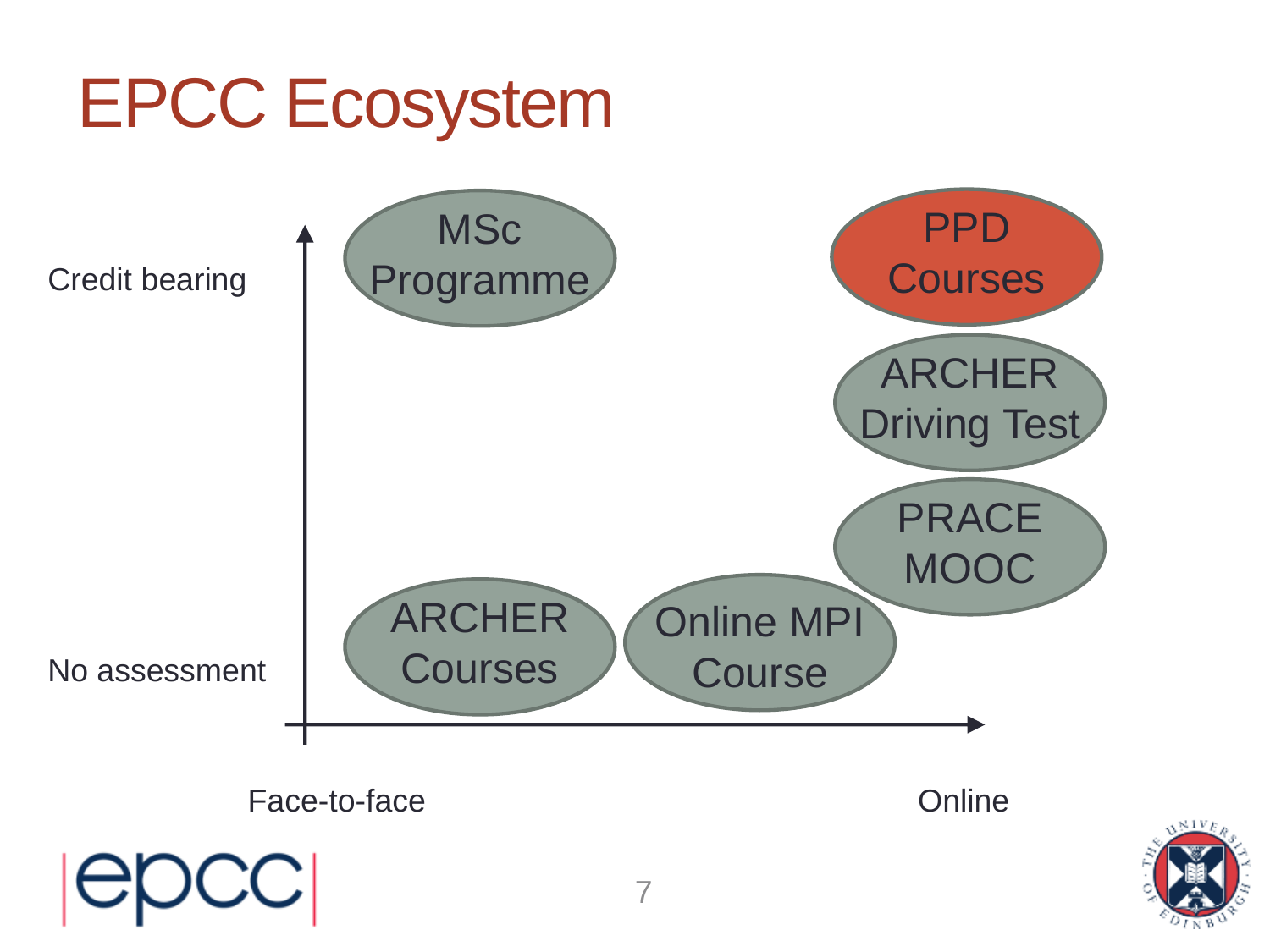# EPCC Ecosystem

Credit bearing

No assessment

Face-to-face

Online

- MSc Programme
- PPD Courses
- ARCHER Driving Test
- PRACE MOOC
- ARCHER Courses
- Online MPI Course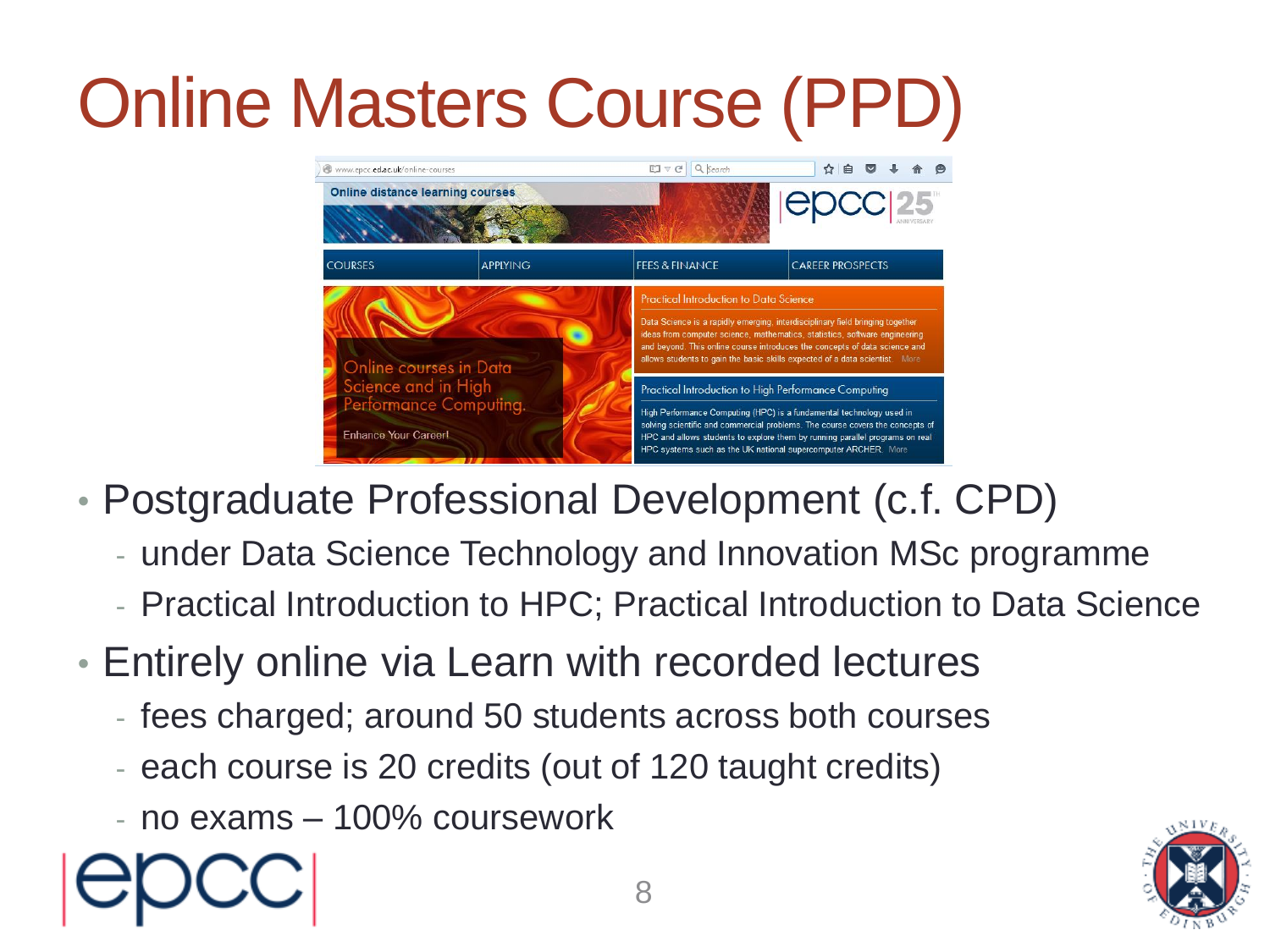# Online Masters Course (PPD)

- Postgraduate Professional Development (c.f. CPD)
  - under Data Science Technology and Innovation MSc programme
  - Practical Introduction to HPC; Practical Introduction to Data Science
- Entirely online via Learn with recorded lectures
  - fees charged; around 50 students across both courses
  - each course is 20 credits (out of 120 taught credits)
  - no exams – 100% coursework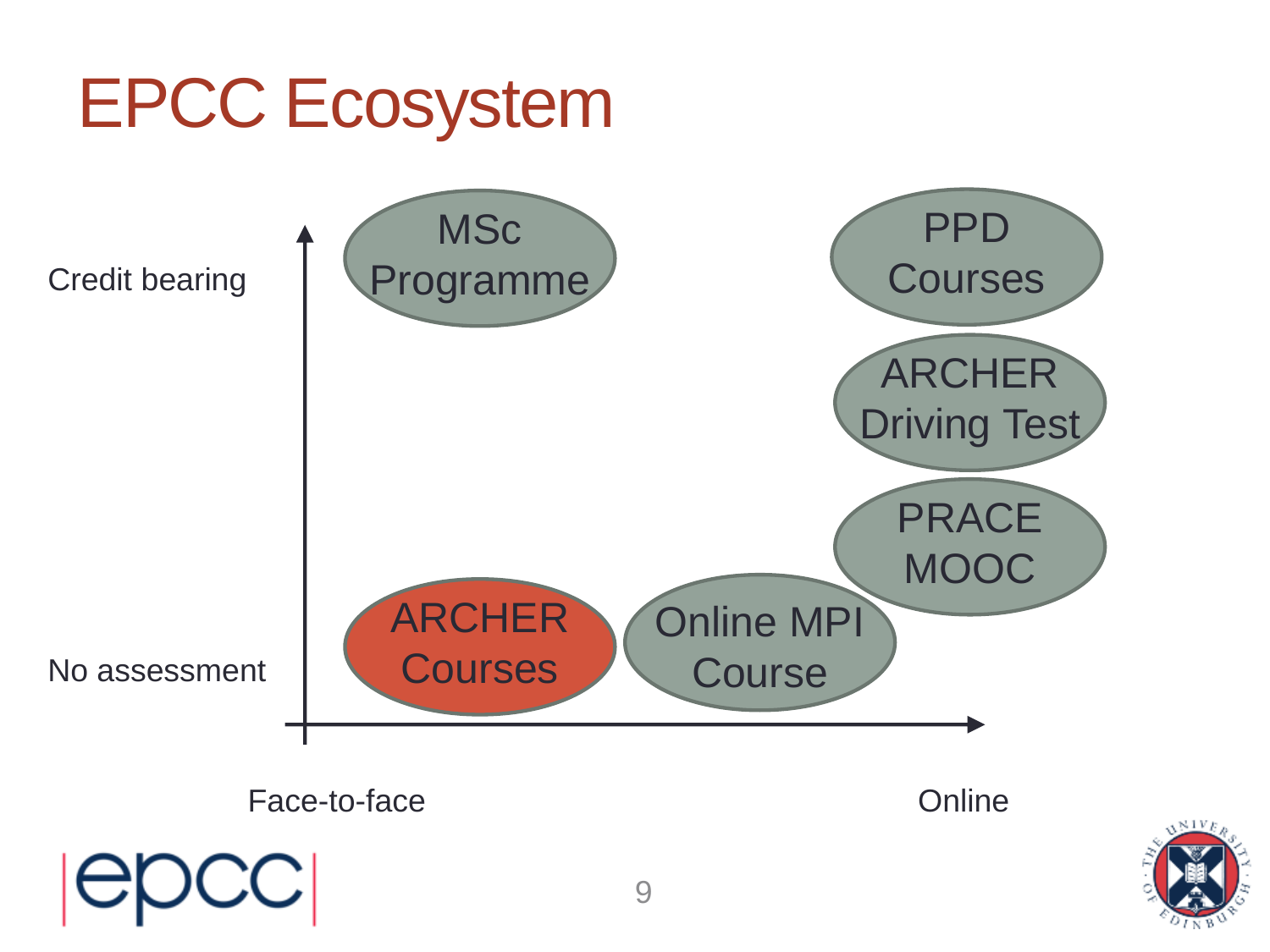# EPCC Ecosystem

Credit bearing

No assessment

Face-to-face

Online

MSc Programme

PPD Courses

ARCHER Driving Test

PRACE MOOC

ARCHER Courses

Online MPI Course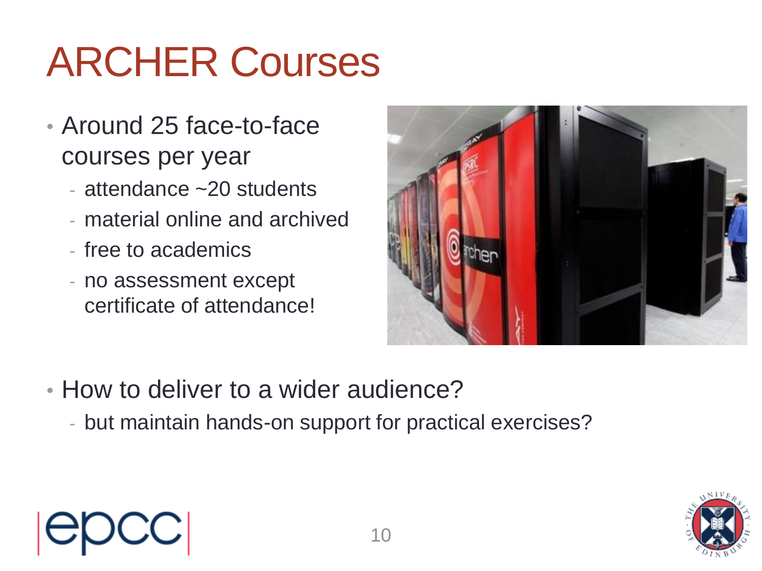# ARCHER Courses

- Around 25 face-to-face courses per year
  - attendance ~20 students
  - material online and archived
  - free to academics
  - no assessment except certificate of attendance!
- How to deliver to a wider audience?
  - but maintain hands-on support for practical exercises?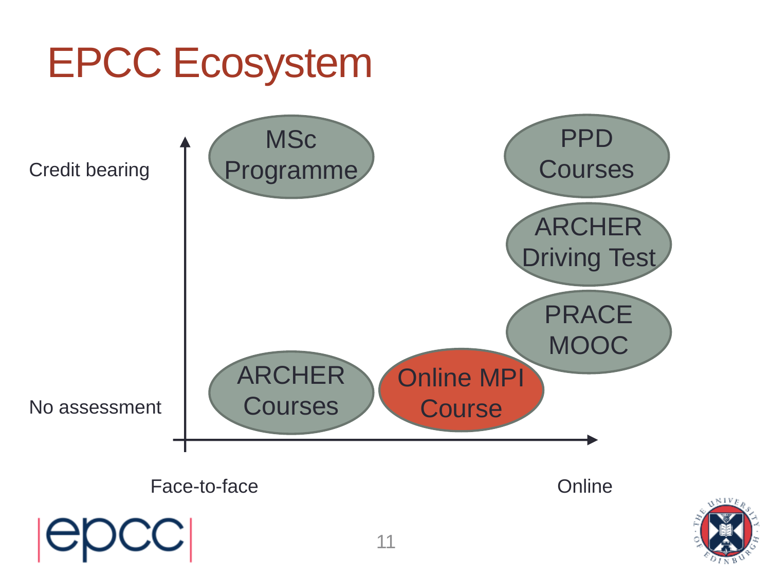# EPCC Ecosystem

Credit bearing

No assessment

Face-to-face

Online

MSc Programme

PPD Courses

ARCHER Driving Test

PRACE MOOC

ARCHER Courses

Online MPI Course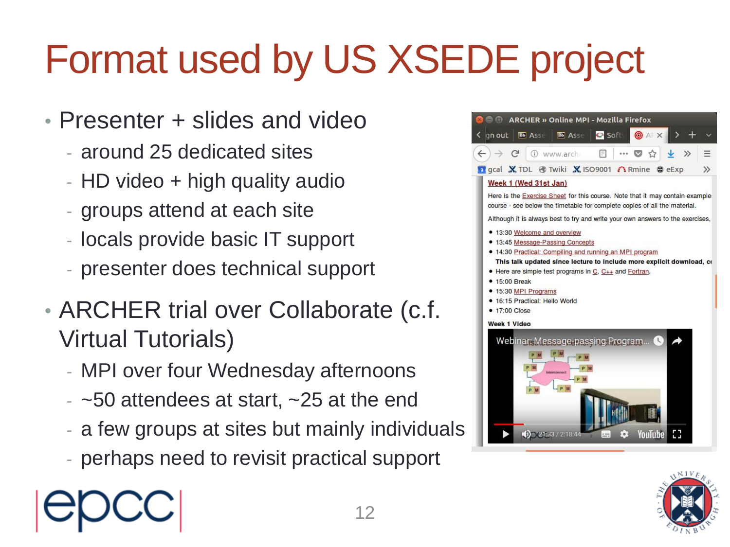# Format used by US XSEDE project

- Presenter + slides and video
  - around 25 dedicated sites
  - HD video + high quality audio
  - groups attend at each site
  - locals provide basic IT support
  - presenter does technical support
- ARCHER trial over Collaborate (c.f. Virtual Tutorials)
  - MPI over four Wednesday afternoons
  - ~50 attendees at start, ~25 at the end
  - a few groups at sites but mainly individuals
  - perhaps need to revisit practical support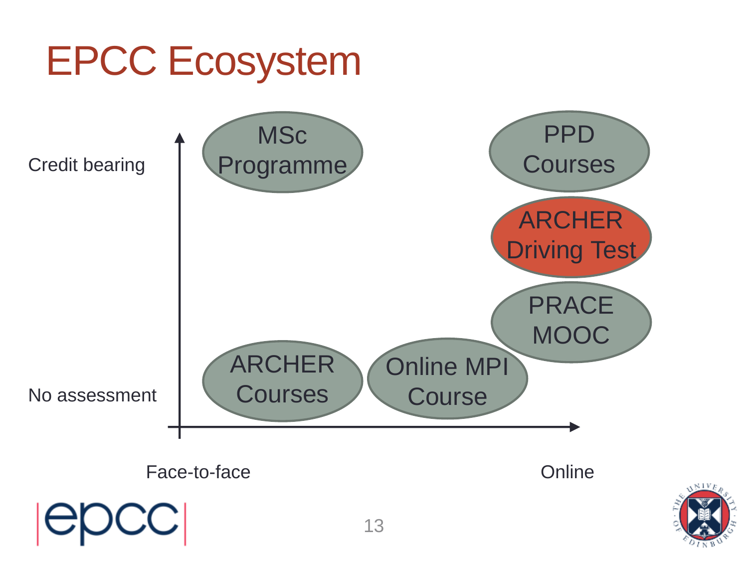# EPCC Ecosystem

Credit bearing

No assessment

Face-to-face

Online

- MSc Programme
- PPD Courses
- ARCHER Driving Test
- PRACE MOOC
- ARCHER Courses
- Online MPI Course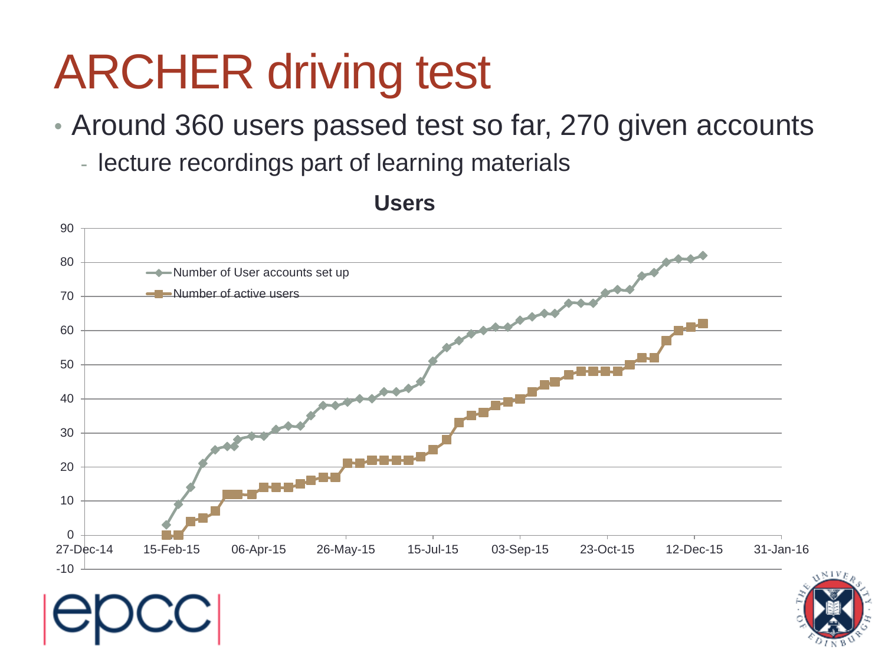# ARCHER driving test

- Around 360 users passed test so far, 270 given accounts
  - lecture recordings part of learning materials

**Users**

- Number of User accounts set up
- Number of active users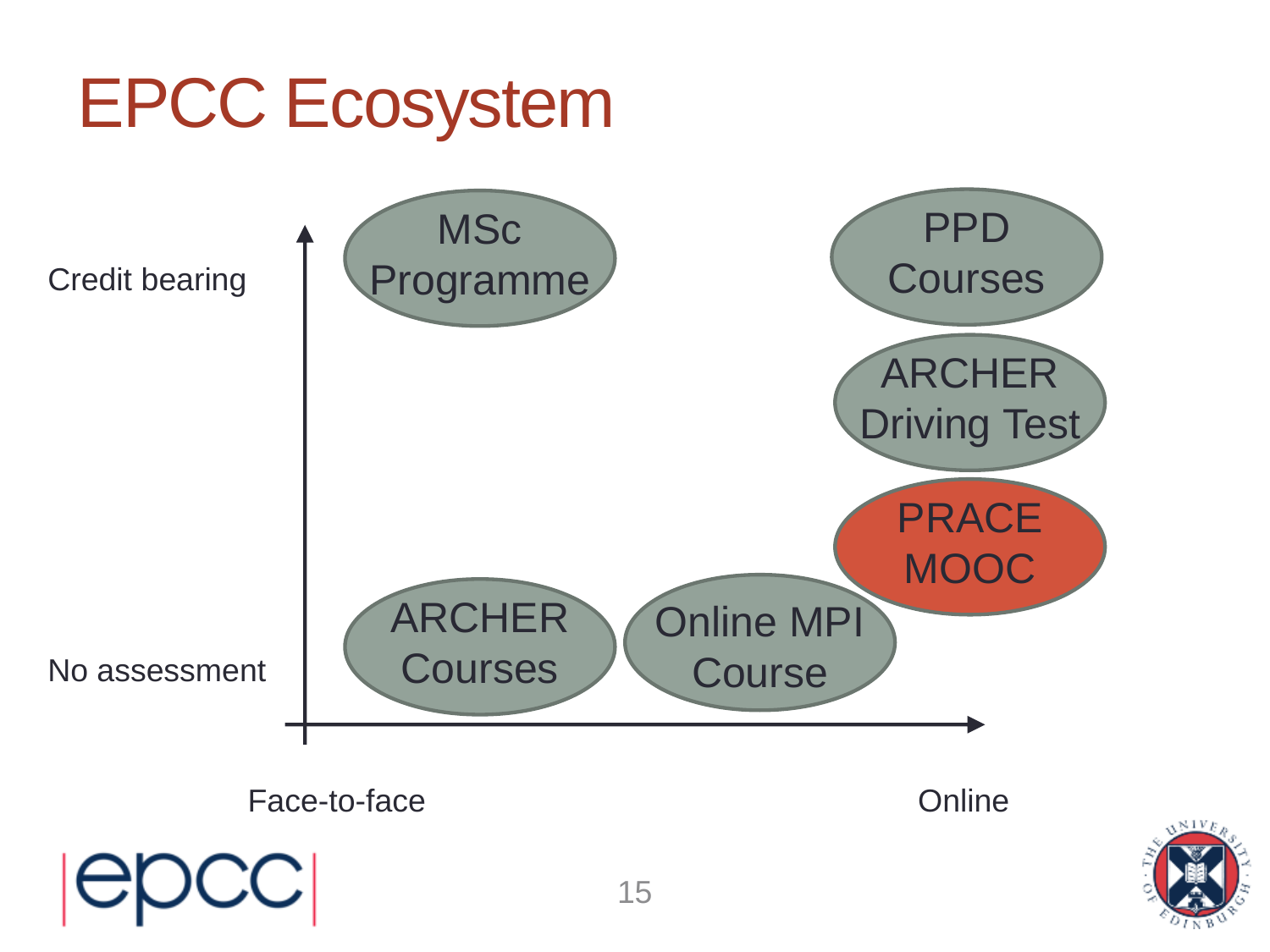# EPCC Ecosystem

Credit bearing

No assessment

Face-to-face

Online

- MSc Programme
- PPD Courses
- ARCHER Driving Test
- PRACE MOOC
- ARCHER Courses
- Online MPI Course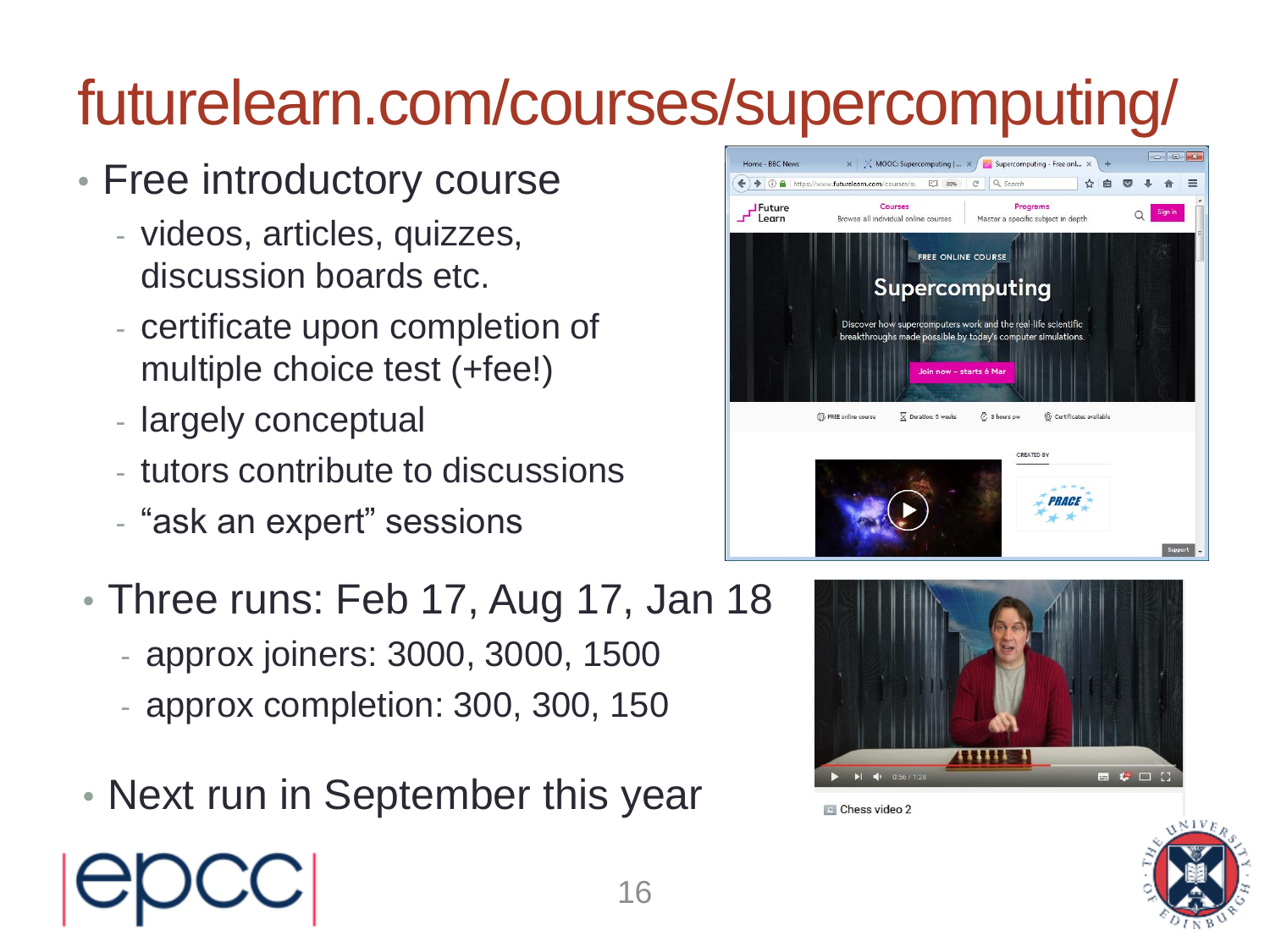# futurelearn.com/courses/supercomputing/

- Free introductory course
  - videos, articles, quizzes, discussion boards etc.
  - certificate upon completion of multiple choice test (+fee!)
  - largely conceptual
  - tutors contribute to discussions
  - “ask an expert” sessions
- Three runs: Feb 17, Aug 17, Jan 18
  - approx joiners: 3000, 3000, 1500
  - approx completion: 300, 300, 150
- Next run in September this year

Chess video 2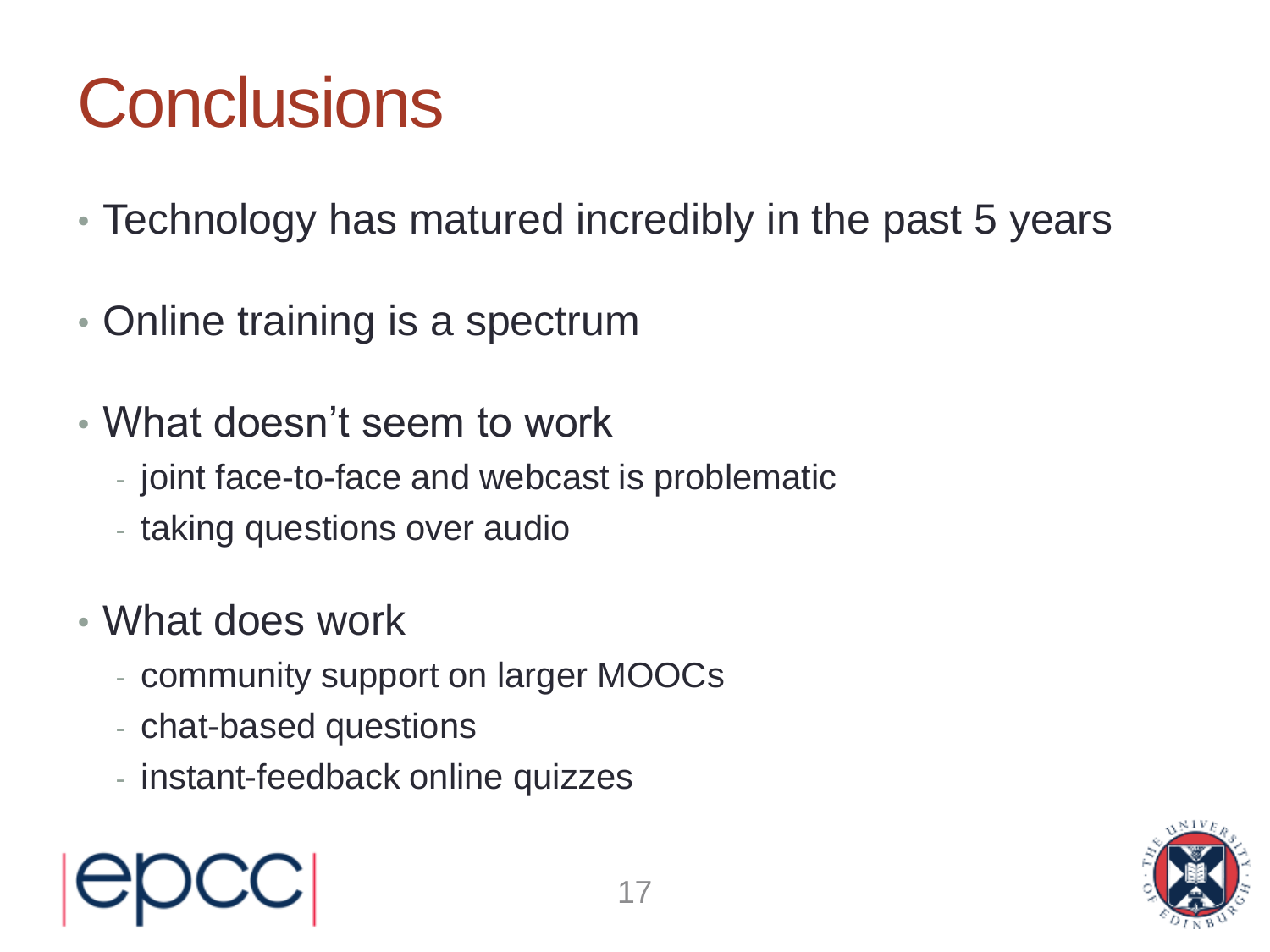# Conclusions

- Technology has matured incredibly in the past 5 years
- Online training is a spectrum
- What doesn't seem to work
  - joint face-to-face and webcast is problematic
  - taking questions over audio
- What does work
  - community support on larger MOOCs
  - chat-based questions
  - instant-feedback online quizzes